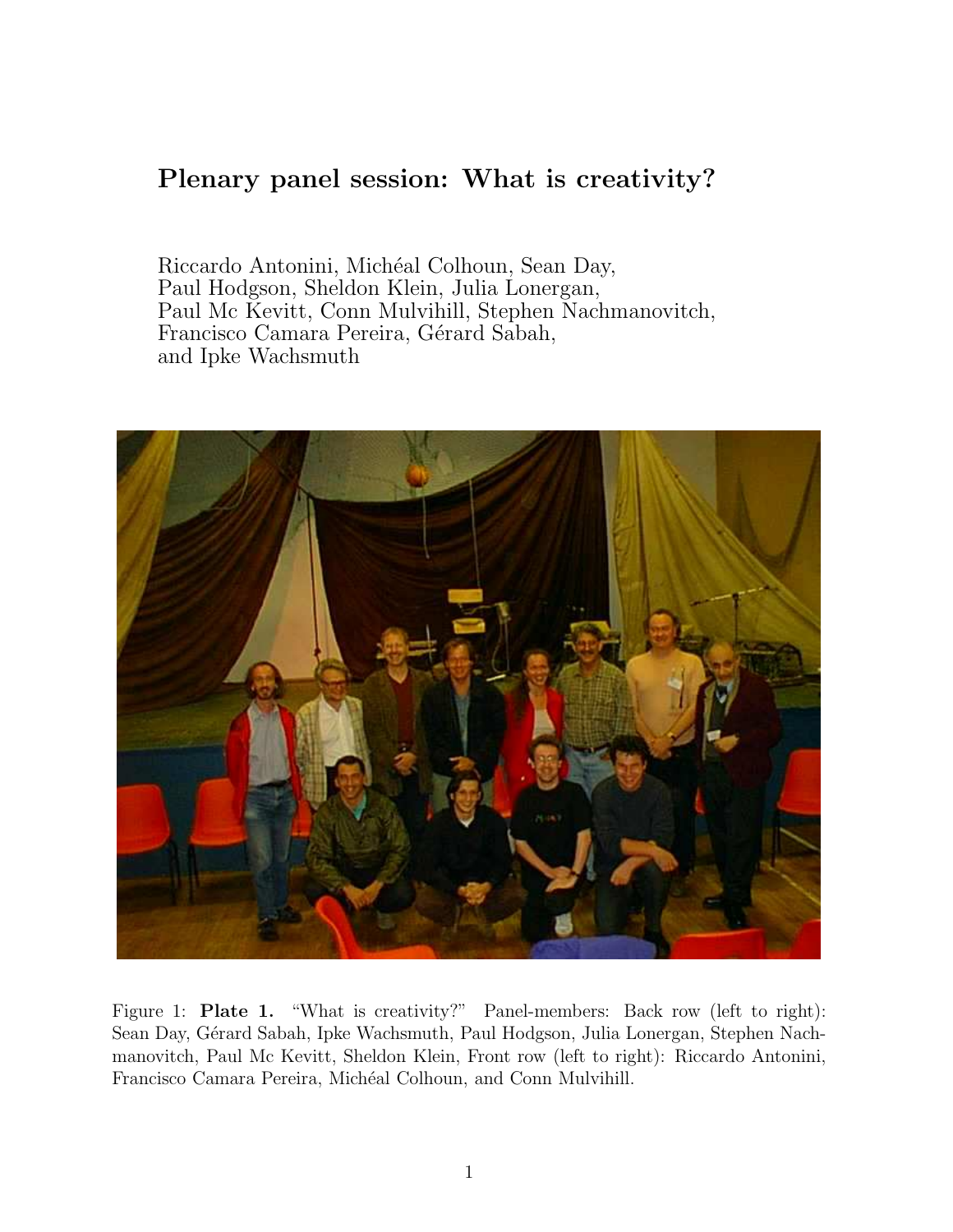# Plenary panel session: What is creativity?

Riccardo Antonini, Michéal Colhoun, Sean Day, Paul Hodgson, Sheldon Klein, Julia Lonergan, Paul Mc Kevitt, Conn Mulvihill, Stephen Nachmanovitch, Francisco Camara Pereira, Gérard Sabah, and Ipke Wachsmuth

Figure 1: **Plate 1.** "What is creativity?" Panel-members: Back row (left to right): Sean Day, Gérard Sabah, Ipke Wachsmuth, Paul Hodgson, Julia Lonergan, Stephen Nachmanovitch, Paul Mc Kevitt, Sheldon Klein, Front row (left to right): Riccardo Antonini, Francisco Camara Pereira, Michéal Colhoun, and Conn Mulvihill.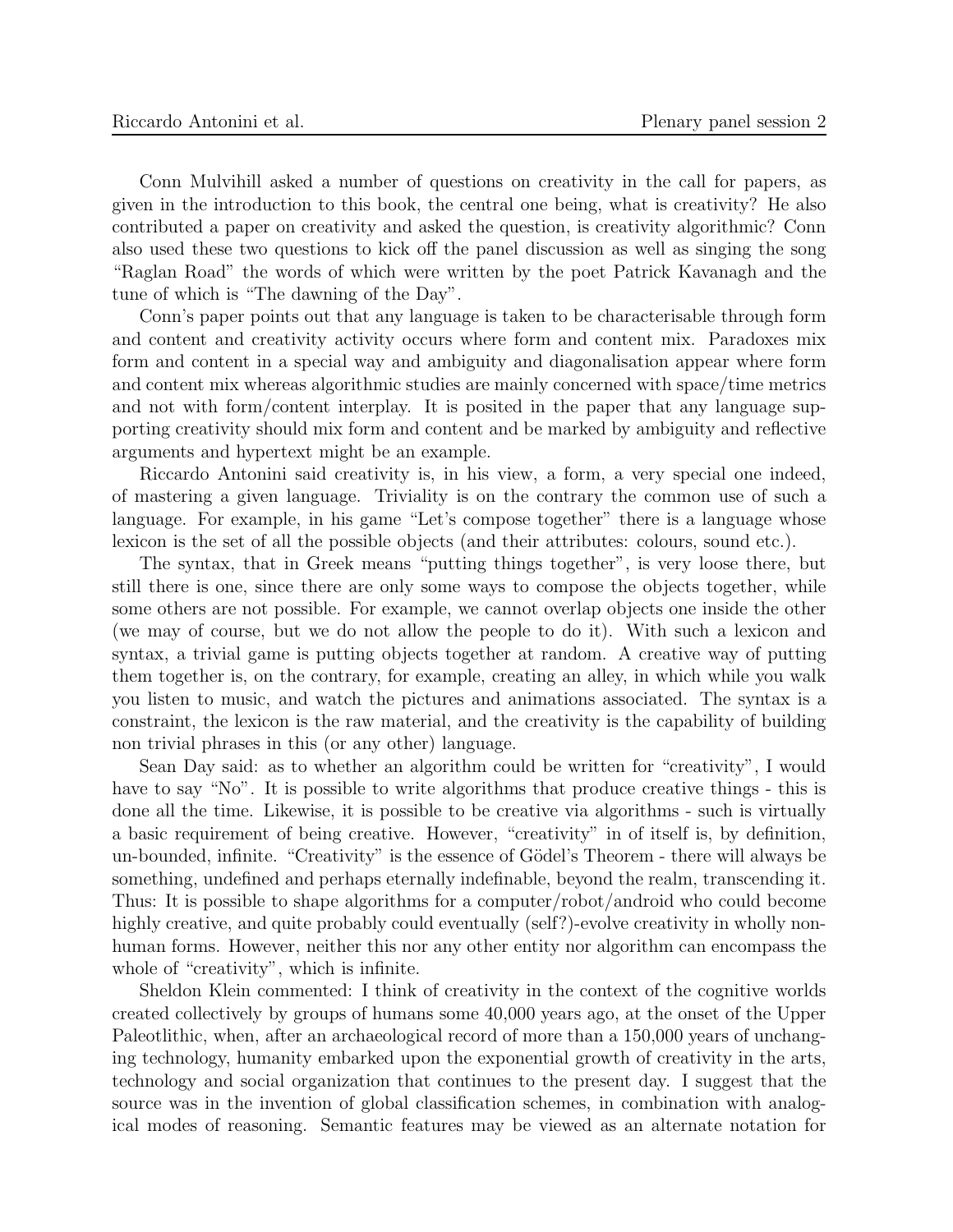Conn Mulvihill asked a number of questions on creativity in the call for papers, as given in the introduction to this book, the central one being, what is creativity? He also contributed a paper on creativity and asked the question, is creativity algorithmic? Conn also used these two questions to kick off the panel discussion as well as singing the song "Raglan Road" the words of which were written by the poet Patrick Kavanagh and the tune of which is "The dawning of the Day".

Conn's paper points out that any language is taken to be characterisable through form and content and creativity activity occurs where form and content mix. Paradoxes mix form and content in a special way and ambiguity and diagonalisation appear where form and content mix whereas algorithmic studies are mainly concerned with space/time metrics and not with form/content interplay. It is posited in the paper that any language supporting creativity should mix form and content and be marked by ambiguity and reflective arguments and hypertext might be an example.

Riccardo Antonini said creativity is, in his view, a form, a very special one indeed, of mastering a given language. Triviality is on the contrary the common use of such a language. For example, in his game "Let's compose together" there is a language whose lexicon is the set of all the possible objects (and their attributes: colours, sound etc.).

The syntax, that in Greek means "putting things together", is very loose there, but still there is one, since there are only some ways to compose the objects together, while some others are not possible. For example, we cannot overlap objects one inside the other (we may of course, but we do not allow the people to do it). With such a lexicon and syntax, a trivial game is putting objects together at random. A creative way of putting them together is, on the contrary, for example, creating an alley, in which while you walk you listen to music, and watch the pictures and animations associated. The syntax is a constraint, the lexicon is the raw material, and the creativity is the capability of building non trivial phrases in this (or any other) language.

Sean Day said: as to whether an algorithm could be written for "creativity", I would have to say "No". It is possible to write algorithms that produce creative things - this is done all the time. Likewise, it is possible to be creative via algorithms - such is virtually a basic requirement of being creative. However, "creativity" in of itself is, by definition, un-bounded, infinite. "Creativity" is the essence of Gödel's Theorem - there will always be something, undefined and perhaps eternally indefinable, beyond the realm, transcending it. Thus: It is possible to shape algorithms for a computer/robot/android who could become highly creative, and quite probably could eventually (self?)-evolve creativity in wholly non-human forms. However, neither this nor any other entity nor algorithm can encompass the whole of "creativity", which is infinite.

Sheldon Klein commented: I think of creativity in the context of the cognitive worlds created collectively by groups of humans some 40,000 years ago, at the onset of the Upper Paleotlithic, when, after an archaeological record of more than a 150,000 years of unchanging technology, humanity embarked upon the exponential growth of creativity in the arts, technology and social organization that continues to the present day. I suggest that the source was in the invention of global classification schemes, in combination with analogical modes of reasoning. Semantic features may be viewed as an alternate notation for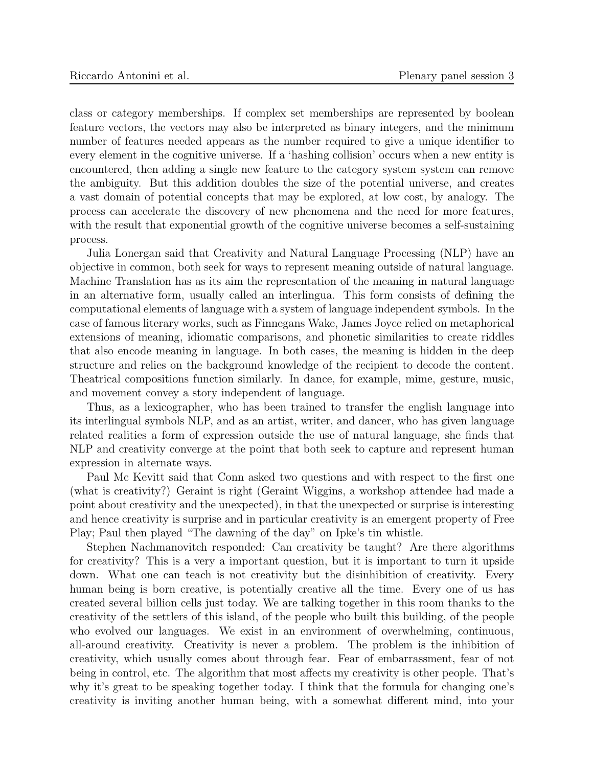class or category memberships. If complex set memberships are represented by boolean feature vectors, the vectors may also be interpreted as binary integers, and the minimum number of features needed appears as the number required to give a unique identifier to every element in the cognitive universe. If a 'hashing collision' occurs when a new entity is encountered, then adding a single new feature to the category system system can remove the ambiguity. But this addition doubles the size of the potential universe, and creates a vast domain of potential concepts that may be explored, at low cost, by analogy. The process can accelerate the discovery of new phenomena and the need for more features, with the result that exponential growth of the cognitive universe becomes a self-sustaining process.

Julia Lonergan said that Creativity and Natural Language Processing (NLP) have an objective in common, both seek for ways to represent meaning outside of natural language. Machine Translation has as its aim the representation of the meaning in natural language in an alternative form, usually called an interlingua. This form consists of defining the computational elements of language with a system of language independent symbols. In the case of famous literary works, such as Finnegans Wake, James Joyce relied on metaphorical extensions of meaning, idiomatic comparisons, and phonetic similarities to create riddles that also encode meaning in language. In both cases, the meaning is hidden in the deep structure and relies on the background knowledge of the recipient to decode the content. Theatrical compositions function similarly. In dance, for example, mime, gesture, music, and movement convey a story independent of language.

Thus, as a lexicographer, who has been trained to transfer the english language into its interlingual symbols NLP, and as an artist, writer, and dancer, who has given language related realities a form of expression outside the use of natural language, she finds that NLP and creativity converge at the point that both seek to capture and represent human expression in alternate ways.

Paul Mc Kevitt said that Conn asked two questions and with respect to the first one (what is creativity?) Geraint is right (Geraint Wiggins, a workshop attendee had made a point about creativity and the unexpected), in that the unexpected or surprise is interesting and hence creativity is surprise and in particular creativity is an emergent property of Free Play; Paul then played "The dawning of the day" on Ipke's tin whistle.

Stephen Nachmanovitch responded: Can creativity be taught? Are there algorithms for creativity? This is a very a important question, but it is important to turn it upside down. What one can teach is not creativity but the disinhibition of creativity. Every human being is born creative, is potentially creative all the time. Every one of us has created several billion cells just today. We are talking together in this room thanks to the creativity of the settlers of this island, of the people who built this building, of the people who evolved our languages. We exist in an environment of overwhelming, continuous, all-around creativity. Creativity is never a problem. The problem is the inhibition of creativity, which usually comes about through fear. Fear of embarrassment, fear of not being in control, etc. The algorithm that most affects my creativity is other people. That's why it's great to be speaking together today. I think that the formula for changing one's creativity is inviting another human being, with a somewhat different mind, into your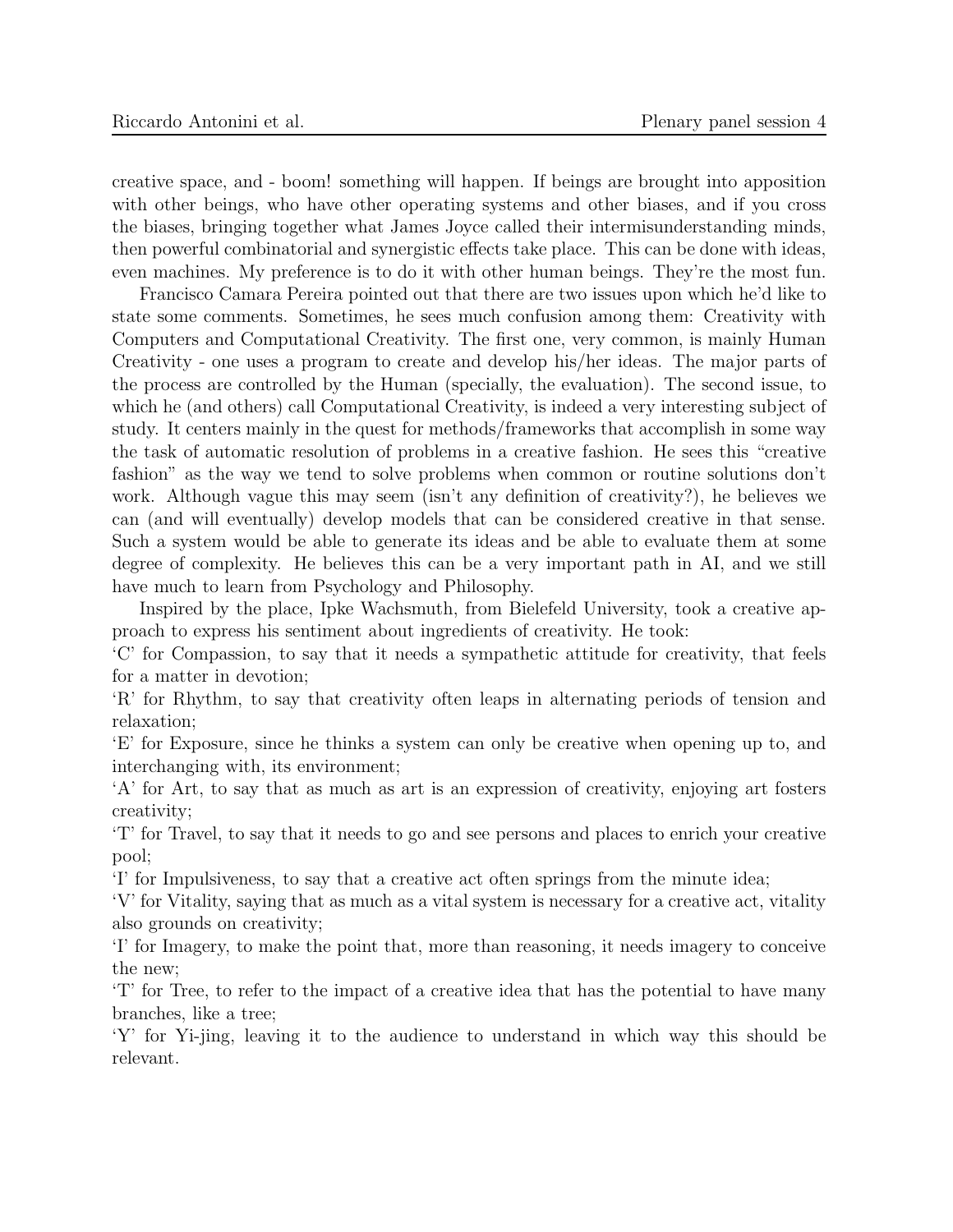creative space, and - boom! something will happen. If beings are brought into apposition with other beings, who have other operating systems and other biases, and if you cross the biases, bringing together what James Joyce called their intermisunderstanding minds, then powerful combinatorial and synergistic effects take place. This can be done with ideas, even machines. My preference is to do it with other human beings. They're the most fun.

Francisco Camara Pereira pointed out that there are two issues upon which he'd like to state some comments. Sometimes, he sees much confusion among them: Creativity with Computers and Computational Creativity. The first one, very common, is mainly Human Creativity - one uses a program to create and develop his/her ideas. The major parts of the process are controlled by the Human (specially, the evaluation). The second issue, to which he (and others) call Computational Creativity, is indeed a very interesting subject of study. It centers mainly in the quest for methods/frameworks that accomplish in some way the task of automatic resolution of problems in a creative fashion. He sees this "creative fashion" as the way we tend to solve problems when common or routine solutions don't work. Although vague this may seem (isn't any definition of creativity?), he believes we can (and will eventually) develop models that can be considered creative in that sense. Such a system would be able to generate its ideas and be able to evaluate them at some degree of complexity. He believes this can be a very important path in AI, and we still have much to learn from Psychology and Philosophy.

Inspired by the place, Ipke Wachsmuth, from Bielefeld University, took a creative approach to express his sentiment about ingredients of creativity. He took:

'C' for Compassion, to say that it needs a sympathetic attitude for creativity, that feels for a matter in devotion;

'R' for Rhythm, to say that creativity often leaps in alternating periods of tension and relaxation;

'E' for Exposure, since he thinks a system can only be creative when opening up to, and interchanging with, its environment;

'A' for Art, to say that as much as art is an expression of creativity, enjoying art fosters creativity;

'T' for Travel, to say that it needs to go and see persons and places to enrich your creative pool;

'I' for Impulsiveness, to say that a creative act often springs from the minute idea;

'V' for Vitality, saying that as much as a vital system is necessary for a creative act, vitality also grounds on creativity;

'I' for Imagery, to make the point that, more than reasoning, it needs imagery to conceive the new;

'T' for Tree, to refer to the impact of a creative idea that has the potential to have many branches, like a tree;

'Y' for Yi-jing, leaving it to the audience to understand in which way this should be relevant.